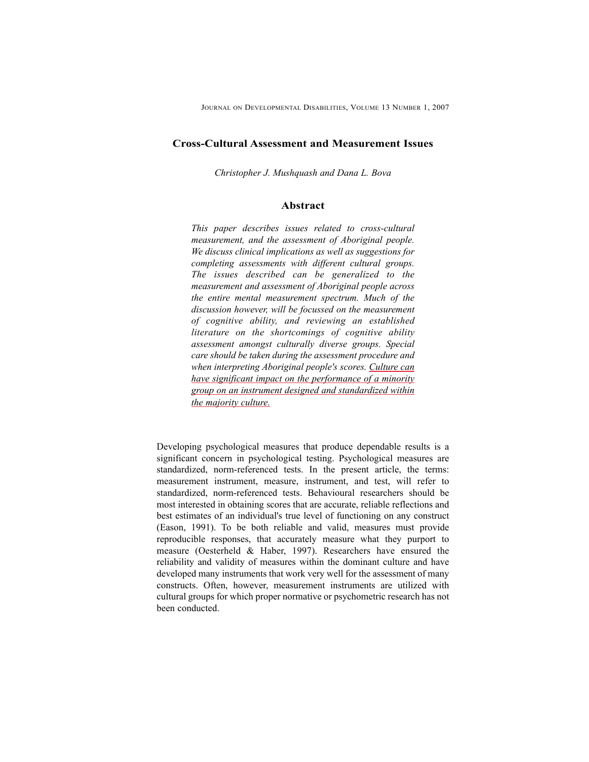# Cross-Cultural Assessment and Measurement Issues

*Christopher J. Mushquash and Dana L. Bova*

## Abstract

*This paper describes issues related to cross-cultural measurement, and the assessment of Aboriginal people. We discuss clinical implications as well as suggestions for completing assessments with different cultural groups. The issues described can be generalized to the measurement and assessment of Aboriginal people across the entire mental measurement spectrum. Much of the discussion however, will be focussed on the measurement of cognitive ability, and reviewing an established literature on the shortcomings of cognitive ability assessment amongst culturally diverse groups. Special care should be taken during the assessment procedure and when interpreting Aboriginal people's scores. Culture can have significant impact on the performance of a minority group on an instrument designed and standardized within the majority culture.*

Developing psychological measures that produce dependable results is a significant concern in psychological testing. Psychological measures are standardized, norm-referenced tests. In the present article, the terms: measurement instrument, measure, instrument, and test, will refer to standardized, norm-referenced tests. Behavioural researchers should be most interested in obtaining scores that are accurate, reliable reflections and best estimates of an individual's true level of functioning on any construct (Eason, 1991). To be both reliable and valid, measures must provide reproducible responses, that accurately measure what they purport to measure (Oesterheld & Haber, 1997). Researchers have ensured the reliability and validity of measures within the dominant culture and have developed many instruments that work very well for the assessment of many constructs. Often, however, measurement instruments are utilized with cultural groups for which proper normative or psychometric research has not been conducted.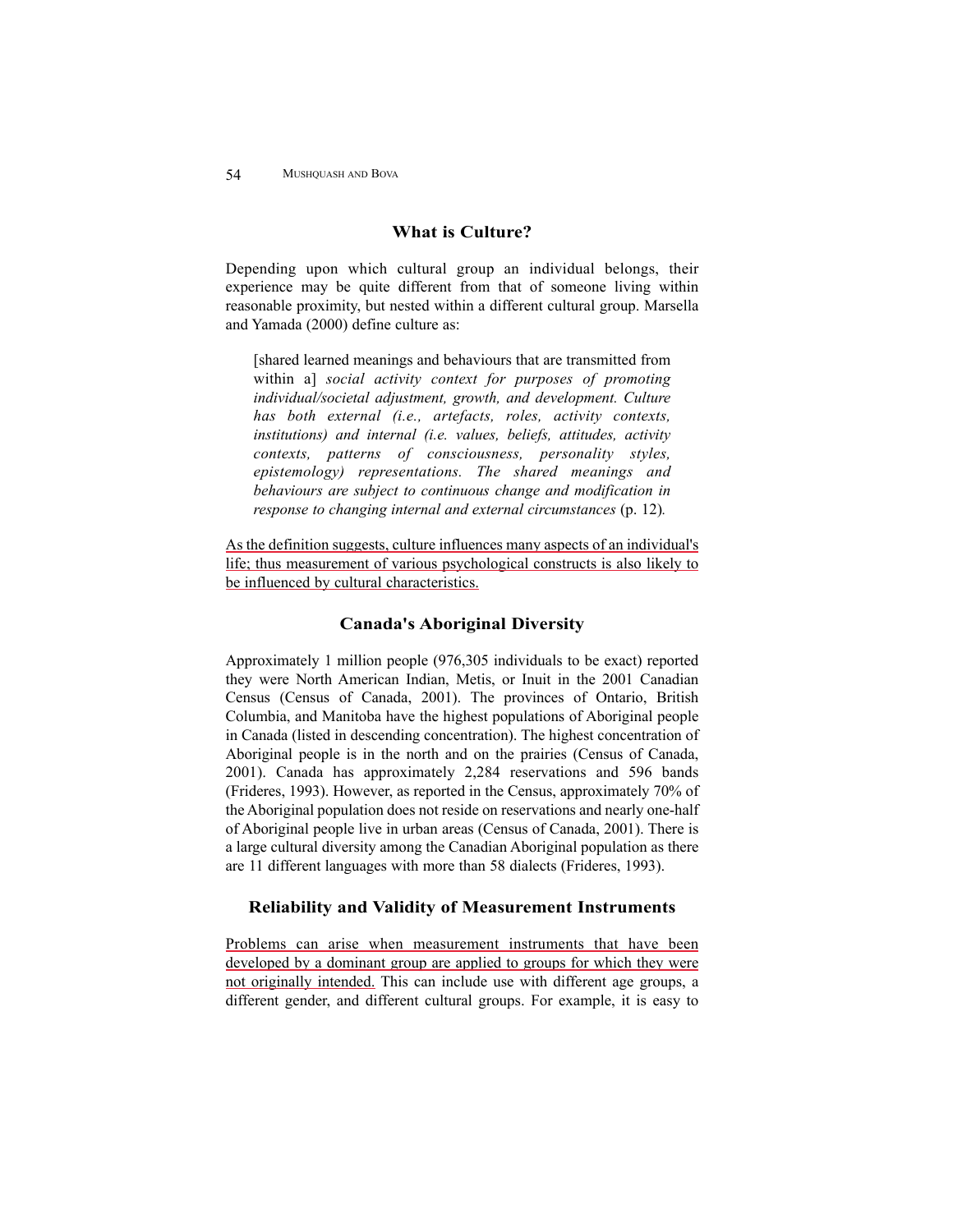## What is Culture?

Depending upon which cultural group an individual belongs, their experience may be quite different from that of someone living within reasonable proximity, but nested within a different cultural group. Marsella and Yamada (2000) define culture as:

> [shared learned meanings and behaviours that are transmitted from within a] *social activity context for purposes of promoting individual/societal adjustment, growth, and development. Culture has both external (i.e., artefacts, roles, activity contexts, institutions) and internal (i.e. values, beliefs, attitudes, activity contexts, patterns of consciousness, personality styles, epistemology) representations. The shared meanings and behaviours are subject to continuous change and modification in response to changing internal and external circumstances* (p. 12).

As the definition suggests, culture influences many aspects of an individual's life; thus measurement of various psychological constructs is also likely to be influenced by cultural characteristics.

## Canada's Aboriginal Diversity

Approximately 1 million people (976,305 individuals to be exact) reported they were North American Indian, Metis, or Inuit in the 2001 Canadian Census (Census of Canada, 2001). The provinces of Ontario, British Columbia, and Manitoba have the highest populations of Aboriginal people in Canada (listed in descending concentration). The highest concentration of Aboriginal people is in the north and on the prairies (Census of Canada, 2001). Canada has approximately 2,284 reservations and 596 bands (Frideres, 1993). However, as reported in the Census, approximately 70% of the Aboriginal population does not reside on reservations and nearly one-half of Aboriginal people live in urban areas (Census of Canada, 2001). There is a large cultural diversity among the Canadian Aboriginal population as there are 11 different languages with more than 58 dialects (Frideres, 1993).

## Reliability and Validity of Measurement Instruments

Problems can arise when measurement instruments that have been developed by a dominant group are applied to groups for which they were not originally intended. This can include use with different age groups, a different gender, and different cultural groups. For example, it is easy to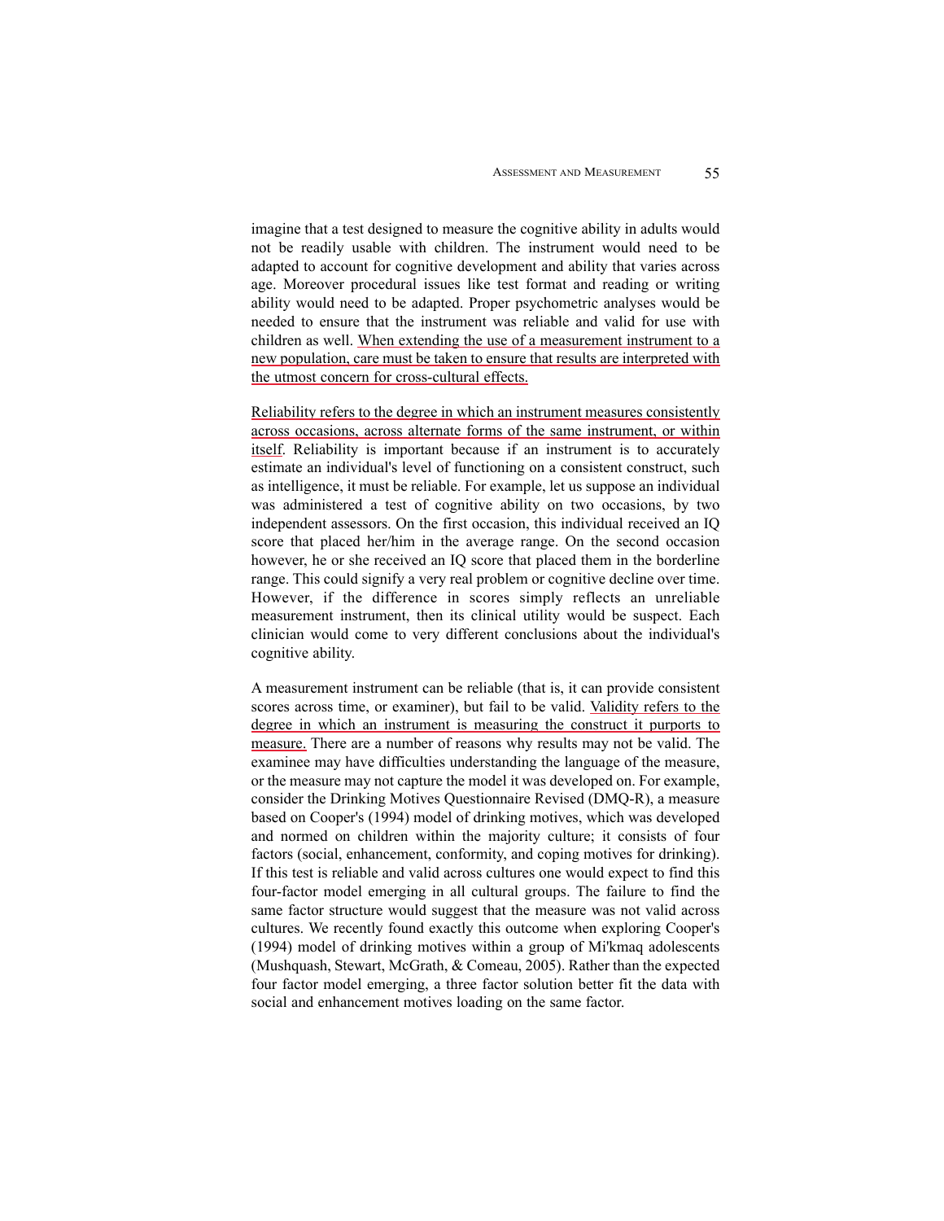imagine that a test designed to measure the cognitive ability in adults would not be readily usable with children. The instrument would need to be adapted to account for cognitive development and ability that varies across age. Moreover procedural issues like test format and reading or writing ability would need to be adapted. Proper psychometric analyses would be needed to ensure that the instrument was reliable and valid for use with children as well. When extending the use of a measurement instrument to a new population, care must be taken to ensure that results are interpreted with the utmost concern for cross-cultural effects.

Reliability refers to the degree in which an instrument measures consistently across occasions, across alternate forms of the same instrument, or within itself. Reliability is important because if an instrument is to accurately estimate an individual's level of functioning on a consistent construct, such as intelligence, it must be reliable. For example, let us suppose an individual was administered a test of cognitive ability on two occasions, by two independent assessors. On the first occasion, this individual received an IQ score that placed her/him in the average range. On the second occasion however, he or she received an IQ score that placed them in the borderline range. This could signify a very real problem or cognitive decline over time. However, if the difference in scores simply reflects an unreliable measurement instrument, then its clinical utility would be suspect. Each clinician would come to very different conclusions about the individual's cognitive ability.

A measurement instrument can be reliable (that is, it can provide consistent scores across time, or examiner), but fail to be valid. Validity refers to the degree in which an instrument is measuring the construct it purports to measure. There are a number of reasons why results may not be valid. The examinee may have difficulties understanding the language of the measure, or the measure may not capture the model it was developed on. For example, consider the Drinking Motives Questionnaire Revised (DMQ-R), a measure based on Cooper's (1994) model of drinking motives, which was developed and normed on children within the majority culture; it consists of four factors (social, enhancement, conformity, and coping motives for drinking). If this test is reliable and valid across cultures one would expect to find this four-factor model emerging in all cultural groups. The failure to find the same factor structure would suggest that the measure was not valid across cultures. We recently found exactly this outcome when exploring Cooper's (1994) model of drinking motives within a group of Mi'kmaq adolescents (Mushquash, Stewart, McGrath, & Comeau, 2005). Rather than the expected four factor model emerging, a three factor solution better fit the data with social and enhancement motives loading on the same factor.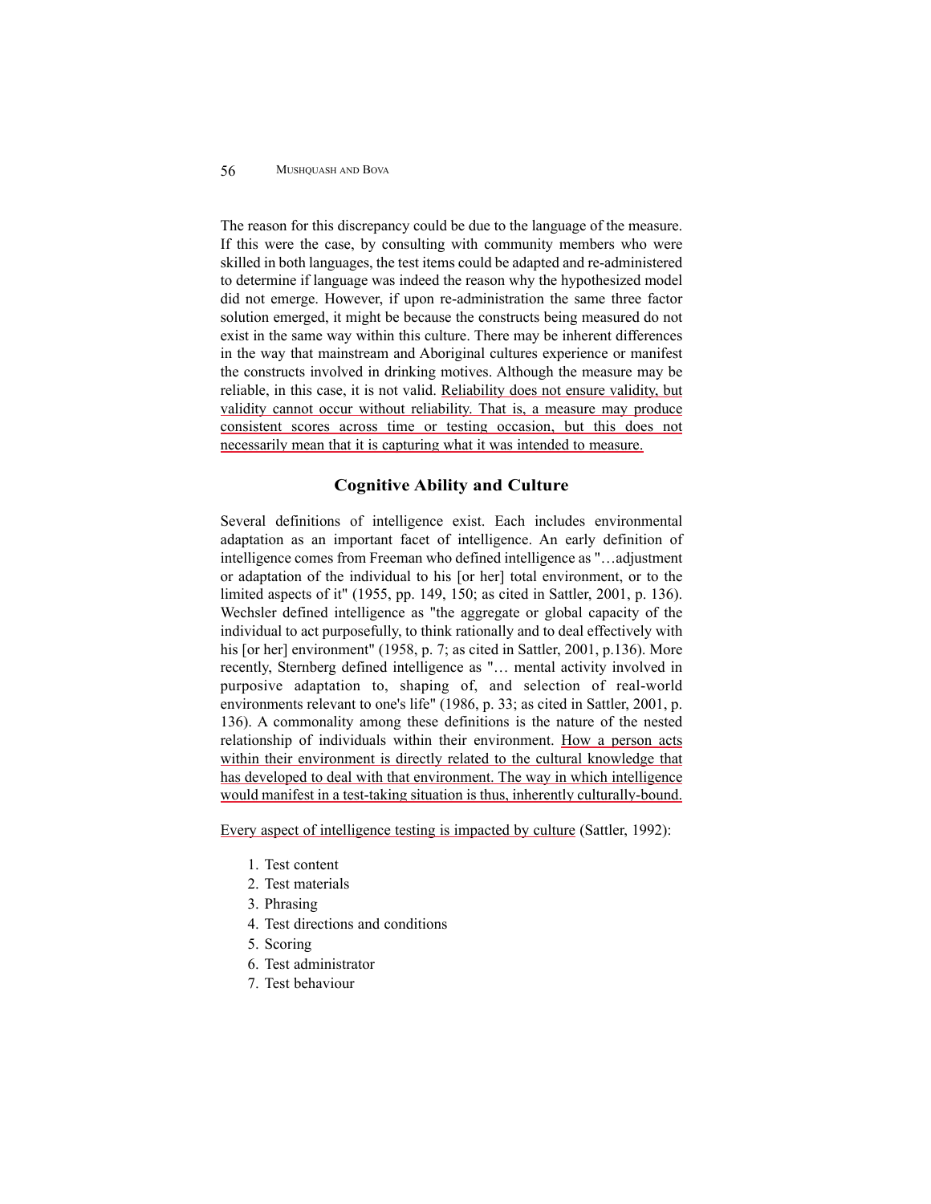The reason for this discrepancy could be due to the language of the measure. If this were the case, by consulting with community members who were skilled in both languages, the test items could be adapted and re-administered to determine if language was indeed the reason why the hypothesized model did not emerge. However, if upon re-administration the same three factor solution emerged, it might be because the constructs being measured do not exist in the same way within this culture. There may be inherent differences in the way that mainstream and Aboriginal cultures experience or manifest the constructs involved in drinking motives. Although the measure may be reliable, in this case, it is not valid. Reliability does not ensure validity, but validity cannot occur without reliability. That is, a measure may produce consistent scores across time or testing occasion, but this does not necessarily mean that it is capturing what it was intended to measure.

## Cognitive Ability and Culture

Several definitions of intelligence exist. Each includes environmental adaptation as an important facet of intelligence. An early definition of intelligence comes from Freeman who defined intelligence as "…adjustment or adaptation of the individual to his [or her] total environment, or to the limited aspects of it" (1955, pp. 149, 150; as cited in Sattler, 2001, p. 136). Wechsler defined intelligence as "the aggregate or global capacity of the individual to act purposefully, to think rationally and to deal effectively with his [or her] environment" (1958, p. 7; as cited in Sattler, 2001, p.136). More recently, Sternberg defined intelligence as "… mental activity involved in purposive adaptation to, shaping of, and selection of real-world environments relevant to one's life" (1986, p. 33; as cited in Sattler, 2001, p. 136). A commonality among these definitions is the nature of the nested relationship of individuals within their environment. How a person acts within their environment is directly related to the cultural knowledge that has developed to deal with that environment. The way in which intelligence would manifest in a test-taking situation is thus, inherently culturally-bound.

Every aspect of intelligence testing is impacted by culture (Sattler, 1992):

1. Test content
2. Test materials
3. Phrasing
4. Test directions and conditions
5. Scoring
6. Test administrator
7. Test behaviour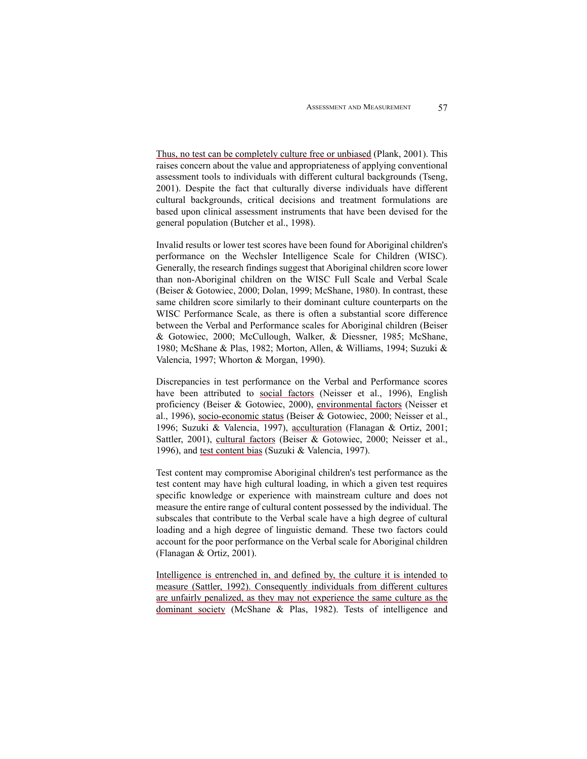Thus, no test can be completely culture free or unbiased (Plank, 2001). This raises concern about the value and appropriateness of applying conventional assessment tools to individuals with different cultural backgrounds (Tseng, 2001). Despite the fact that culturally diverse individuals have different cultural backgrounds, critical decisions and treatment formulations are based upon clinical assessment instruments that have been devised for the general population (Butcher et al., 1998).

Invalid results or lower test scores have been found for Aboriginal children's performance on the Wechsler Intelligence Scale for Children (WISC). Generally, the research findings suggest that Aboriginal children score lower than non-Aboriginal children on the WISC Full Scale and Verbal Scale (Beiser & Gotowiec, 2000; Dolan, 1999; McShane, 1980). In contrast, these same children score similarly to their dominant culture counterparts on the WISC Performance Scale, as there is often a substantial score difference between the Verbal and Performance scales for Aboriginal children (Beiser & Gotowiec, 2000; McCullough, Walker, & Diessner, 1985; McShane, 1980; McShane & Plas, 1982; Morton, Allen, & Williams, 1994; Suzuki & Valencia, 1997; Whorton & Morgan, 1990).

Discrepancies in test performance on the Verbal and Performance scores have been attributed to social factors (Neisser et al., 1996), English proficiency (Beiser & Gotowiec, 2000), environmental factors (Neisser et al., 1996), socio-economic status (Beiser & Gotowiec, 2000; Neisser et al., 1996; Suzuki & Valencia, 1997), acculturation (Flanagan & Ortiz, 2001; Sattler, 2001), cultural factors (Beiser & Gotowiec, 2000; Neisser et al., 1996), and test content bias (Suzuki & Valencia, 1997).

Test content may compromise Aboriginal children's test performance as the test content may have high cultural loading, in which a given test requires specific knowledge or experience with mainstream culture and does not measure the entire range of cultural content possessed by the individual. The subscales that contribute to the Verbal scale have a high degree of cultural loading and a high degree of linguistic demand. These two factors could account for the poor performance on the Verbal scale for Aboriginal children (Flanagan & Ortiz, 2001).

Intelligence is entrenched in, and defined by, the culture it is intended to measure (Sattler, 1992). Consequently individuals from different cultures are unfairly penalized, as they may not experience the same culture as the dominant society (McShane & Plas, 1982). Tests of intelligence and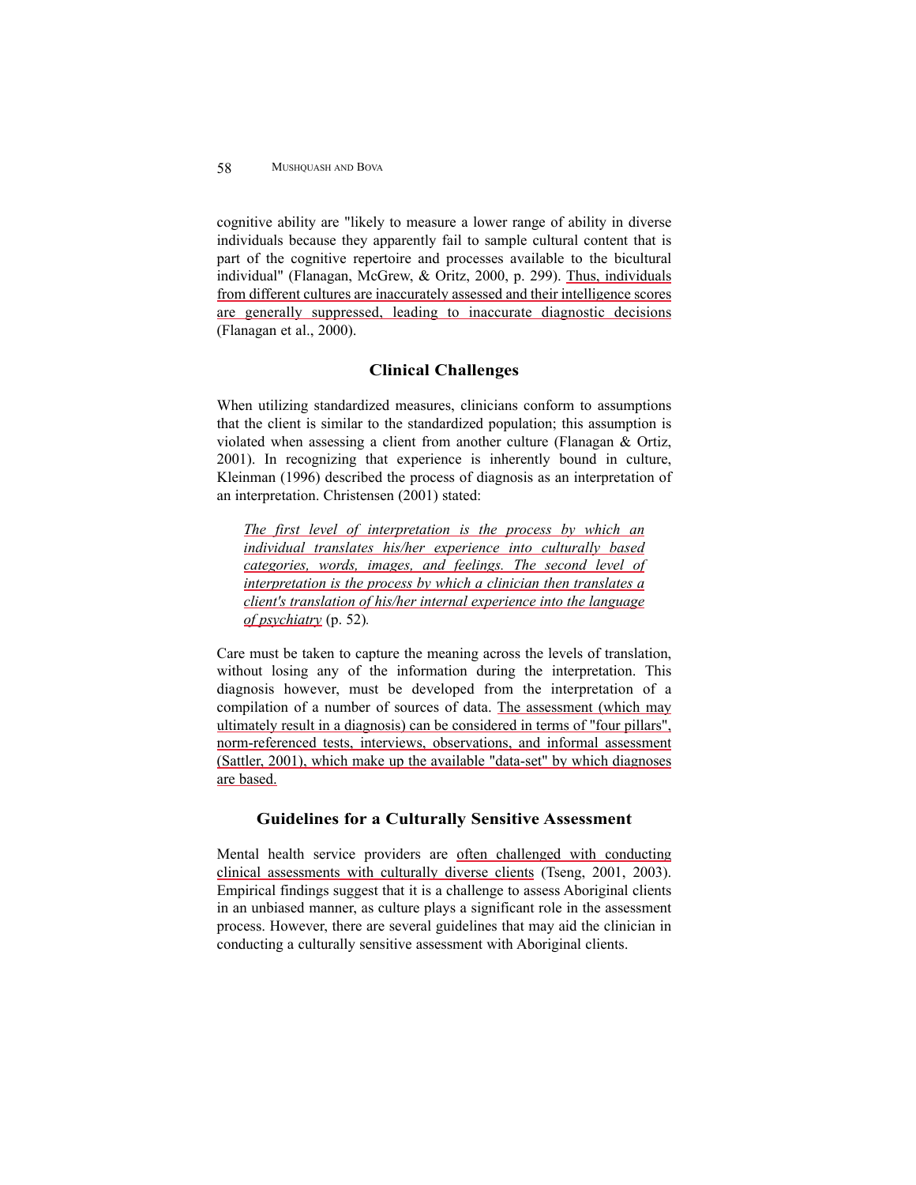cognitive ability are "likely to measure a lower range of ability in diverse individuals because they apparently fail to sample cultural content that is part of the cognitive repertoire and processes available to the bicultural individual" (Flanagan, McGrew, & Oritz, 2000, p. 299). Thus, individuals from different cultures are inaccurately assessed and their intelligence scores are generally suppressed, leading to inaccurate diagnostic decisions (Flanagan et al., 2000).

## Clinical Challenges

When utilizing standardized measures, clinicians conform to assumptions that the client is similar to the standardized population; this assumption is violated when assessing a client from another culture (Flanagan & Ortiz, 2001). In recognizing that experience is inherently bound in culture, Kleinman (1996) described the process of diagnosis as an interpretation of an interpretation. Christensen (2001) stated:

> *The first level of interpretation is the process by which an individual translates his/her experience into culturally based categories, words, images, and feelings. The second level of interpretation is the process by which a clinician then translates a client's translation of his/her internal experience into the language of psychiatry* (p. 52).

Care must be taken to capture the meaning across the levels of translation, without losing any of the information during the interpretation. This diagnosis however, must be developed from the interpretation of a compilation of a number of sources of data. The assessment (which may ultimately result in a diagnosis) can be considered in terms of "four pillars", norm-referenced tests, interviews, observations, and informal assessment (Sattler, 2001), which make up the available "data-set" by which diagnoses are based.

## Guidelines for a Culturally Sensitive Assessment

Mental health service providers are often challenged with conducting clinical assessments with culturally diverse clients (Tseng, 2001, 2003). Empirical findings suggest that it is a challenge to assess Aboriginal clients in an unbiased manner, as culture plays a significant role in the assessment process. However, there are several guidelines that may aid the clinician in conducting a culturally sensitive assessment with Aboriginal clients.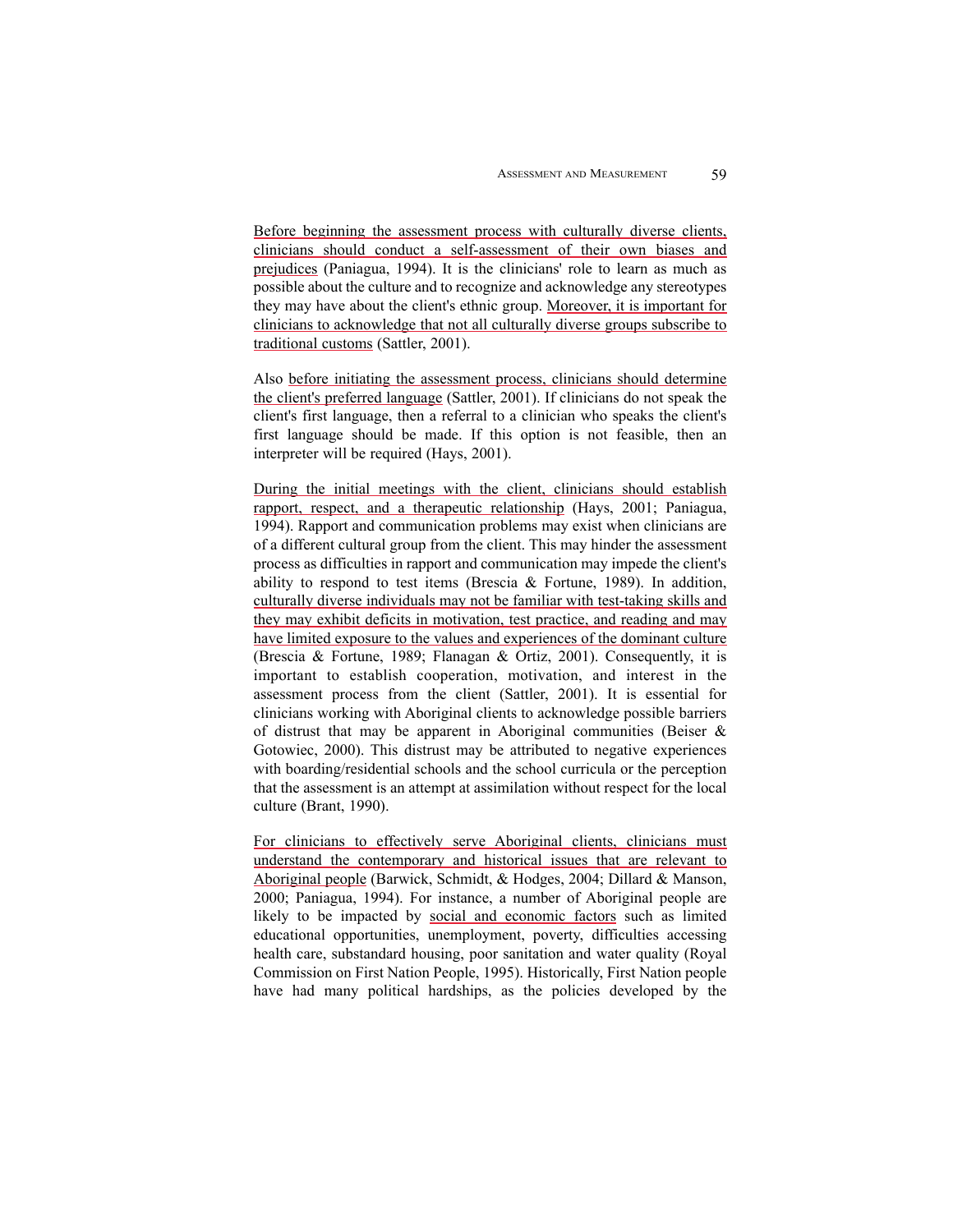Before beginning the assessment process with culturally diverse clients, clinicians should conduct a self-assessment of their own biases and prejudices (Paniagua, 1994). It is the clinicians' role to learn as much as possible about the culture and to recognize and acknowledge any stereotypes they may have about the client's ethnic group. Moreover, it is important for clinicians to acknowledge that not all culturally diverse groups subscribe to traditional customs (Sattler, 2001).

Also before initiating the assessment process, clinicians should determine the client's preferred language (Sattler, 2001). If clinicians do not speak the client's first language, then a referral to a clinician who speaks the client's first language should be made. If this option is not feasible, then an interpreter will be required (Hays, 2001).

During the initial meetings with the client, clinicians should establish rapport, respect, and a therapeutic relationship (Hays, 2001; Paniagua, 1994). Rapport and communication problems may exist when clinicians are of a different cultural group from the client. This may hinder the assessment process as difficulties in rapport and communication may impede the client's ability to respond to test items (Brescia & Fortune, 1989). In addition, culturally diverse individuals may not be familiar with test-taking skills and they may exhibit deficits in motivation, test practice, and reading and may have limited exposure to the values and experiences of the dominant culture (Brescia & Fortune, 1989; Flanagan & Ortiz, 2001). Consequently, it is important to establish cooperation, motivation, and interest in the assessment process from the client (Sattler, 2001). It is essential for clinicians working with Aboriginal clients to acknowledge possible barriers of distrust that may be apparent in Aboriginal communities (Beiser & Gotowiec, 2000). This distrust may be attributed to negative experiences with boarding/residential schools and the school curricula or the perception that the assessment is an attempt at assimilation without respect for the local culture (Brant, 1990).

For clinicians to effectively serve Aboriginal clients, clinicians must understand the contemporary and historical issues that are relevant to Aboriginal people (Barwick, Schmidt, & Hodges, 2004; Dillard & Manson, 2000; Paniagua, 1994). For instance, a number of Aboriginal people are likely to be impacted by social and economic factors such as limited educational opportunities, unemployment, poverty, difficulties accessing health care, substandard housing, poor sanitation and water quality (Royal Commission on First Nation People, 1995). Historically, First Nation people have had many political hardships, as the policies developed by the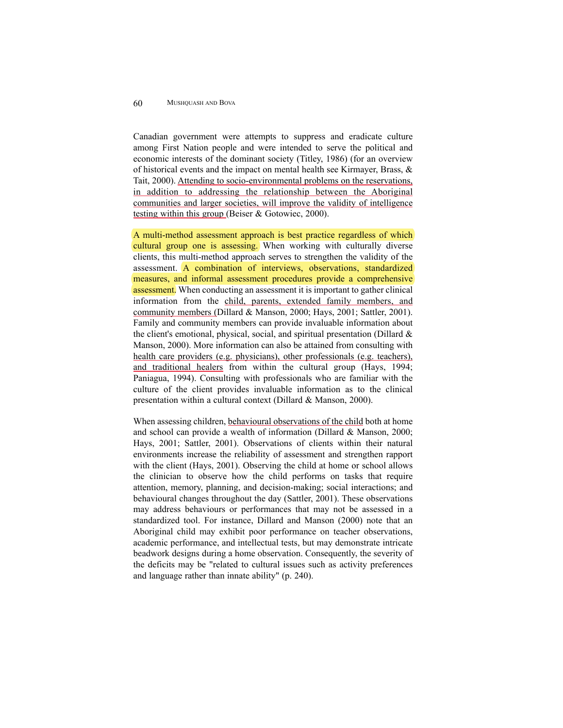Canadian government were attempts to suppress and eradicate culture among First Nation people and were intended to serve the political and economic interests of the dominant society (Titley, 1986) (for an overview of historical events and the impact on mental health see Kirmayer, Brass, & Tait, 2000). Attending to socio-environmental problems on the reservations, in addition to addressing the relationship between the Aboriginal communities and larger societies, will improve the validity of intelligence testing within this group (Beiser & Gotowiec, 2000).

A multi-method assessment approach is best practice regardless of which cultural group one is assessing. When working with culturally diverse clients, this multi-method approach serves to strengthen the validity of the assessment. A combination of interviews, observations, standardized measures, and informal assessment procedures provide a comprehensive assessment. When conducting an assessment it is important to gather clinical information from the child, parents, extended family members, and community members (Dillard & Manson, 2000; Hays, 2001; Sattler, 2001). Family and community members can provide invaluable information about the client's emotional, physical, social, and spiritual presentation (Dillard & Manson, 2000). More information can also be attained from consulting with health care providers (e.g. physicians), other professionals (e.g. teachers), and traditional healers from within the cultural group (Hays, 1994; Paniagua, 1994). Consulting with professionals who are familiar with the culture of the client provides invaluable information as to the clinical presentation within a cultural context (Dillard & Manson, 2000).

When assessing children, behavioural observations of the child both at home and school can provide a wealth of information (Dillard & Manson, 2000; Hays, 2001; Sattler, 2001). Observations of clients within their natural environments increase the reliability of assessment and strengthen rapport with the client (Hays, 2001). Observing the child at home or school allows the clinician to observe how the child performs on tasks that require attention, memory, planning, and decision-making; social interactions; and behavioural changes throughout the day (Sattler, 2001). These observations may address behaviours or performances that may not be assessed in a standardized tool. For instance, Dillard and Manson (2000) note that an Aboriginal child may exhibit poor performance on teacher observations, academic performance, and intellectual tests, but may demonstrate intricate beadwork designs during a home observation. Consequently, the severity of the deficits may be "related to cultural issues such as activity preferences and language rather than innate ability" (p. 240).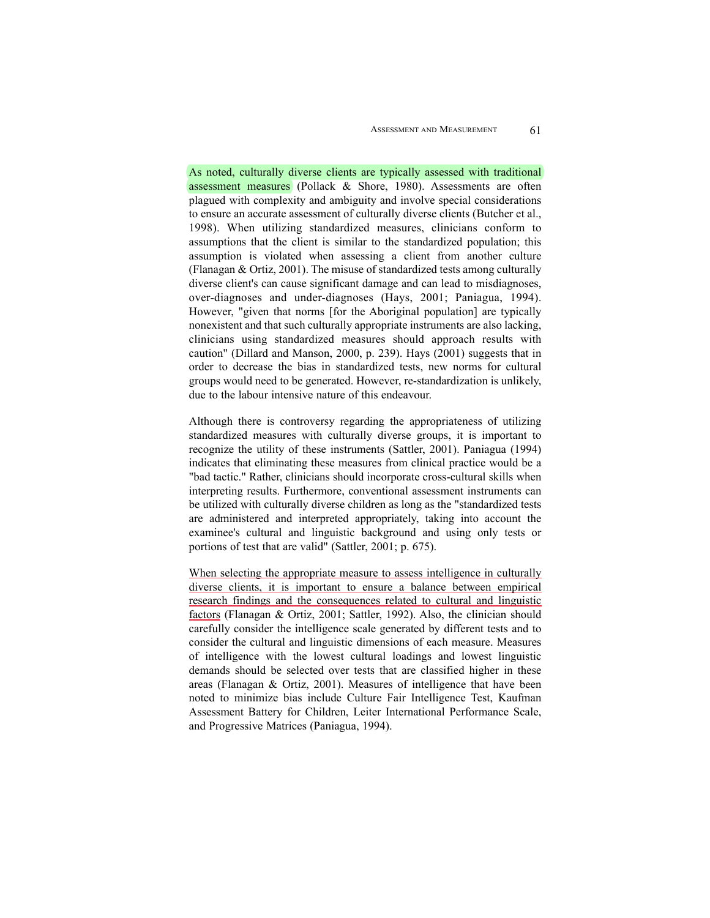As noted, culturally diverse clients are typically assessed with traditional assessment measures (Pollack & Shore, 1980). Assessments are often plagued with complexity and ambiguity and involve special considerations to ensure an accurate assessment of culturally diverse clients (Butcher et al., 1998). When utilizing standardized measures, clinicians conform to assumptions that the client is similar to the standardized population; this assumption is violated when assessing a client from another culture (Flanagan & Ortiz, 2001). The misuse of standardized tests among culturally diverse client's can cause significant damage and can lead to misdiagnoses, over-diagnoses and under-diagnoses (Hays, 2001; Paniagua, 1994). However, "given that norms [for the Aboriginal population] are typically nonexistent and that such culturally appropriate instruments are also lacking, clinicians using standardized measures should approach results with caution" (Dillard and Manson, 2000, p. 239). Hays (2001) suggests that in order to decrease the bias in standardized tests, new norms for cultural groups would need to be generated. However, re-standardization is unlikely, due to the labour intensive nature of this endeavour.

Although there is controversy regarding the appropriateness of utilizing standardized measures with culturally diverse groups, it is important to recognize the utility of these instruments (Sattler, 2001). Paniagua (1994) indicates that eliminating these measures from clinical practice would be a "bad tactic." Rather, clinicians should incorporate cross-cultural skills when interpreting results. Furthermore, conventional assessment instruments can be utilized with culturally diverse children as long as the "standardized tests are administered and interpreted appropriately, taking into account the examinee's cultural and linguistic background and using only tests or portions of test that are valid" (Sattler, 2001; p. 675).

When selecting the appropriate measure to assess intelligence in culturally diverse clients, it is important to ensure a balance between empirical research findings and the consequences related to cultural and linguistic factors (Flanagan & Ortiz, 2001; Sattler, 1992). Also, the clinician should carefully consider the intelligence scale generated by different tests and to consider the cultural and linguistic dimensions of each measure. Measures of intelligence with the lowest cultural loadings and lowest linguistic demands should be selected over tests that are classified higher in these areas (Flanagan & Ortiz, 2001). Measures of intelligence that have been noted to minimize bias include Culture Fair Intelligence Test, Kaufman Assessment Battery for Children, Leiter International Performance Scale, and Progressive Matrices (Paniagua, 1994).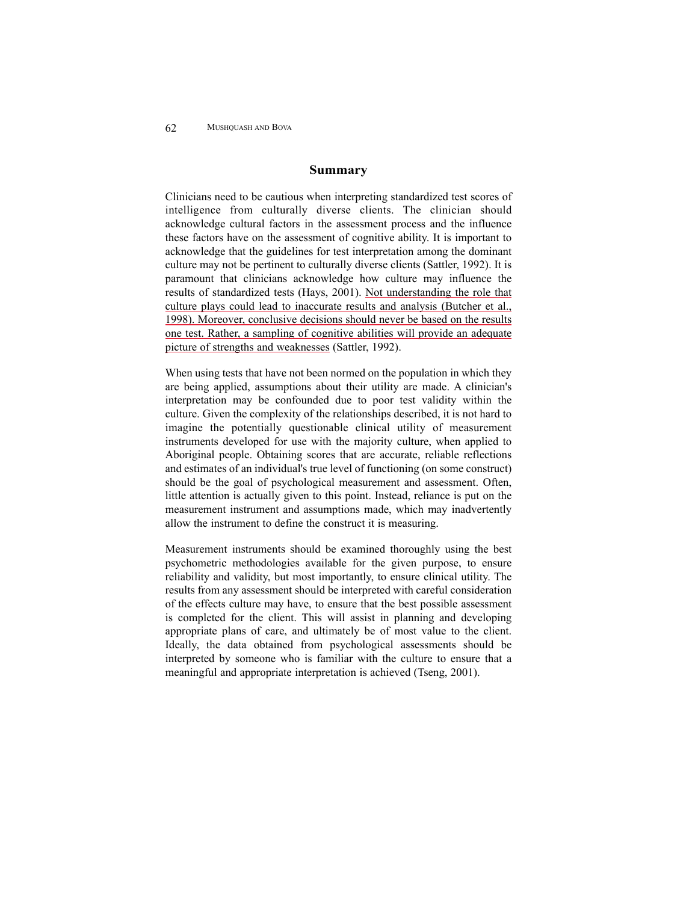## Summary

Clinicians need to be cautious when interpreting standardized test scores of intelligence from culturally diverse clients. The clinician should acknowledge cultural factors in the assessment process and the influence these factors have on the assessment of cognitive ability. It is important to acknowledge that the guidelines for test interpretation among the dominant culture may not be pertinent to culturally diverse clients (Sattler, 1992). It is paramount that clinicians acknowledge how culture may influence the results of standardized tests (Hays, 2001). Not understanding the role that culture plays could lead to inaccurate results and analysis (Butcher et al., 1998). Moreover, conclusive decisions should never be based on the results one test. Rather, a sampling of cognitive abilities will provide an adequate picture of strengths and weaknesses (Sattler, 1992).

When using tests that have not been normed on the population in which they are being applied, assumptions about their utility are made. A clinician's interpretation may be confounded due to poor test validity within the culture. Given the complexity of the relationships described, it is not hard to imagine the potentially questionable clinical utility of measurement instruments developed for use with the majority culture, when applied to Aboriginal people. Obtaining scores that are accurate, reliable reflections and estimates of an individual's true level of functioning (on some construct) should be the goal of psychological measurement and assessment. Often, little attention is actually given to this point. Instead, reliance is put on the measurement instrument and assumptions made, which may inadvertently allow the instrument to define the construct it is measuring.

Measurement instruments should be examined thoroughly using the best psychometric methodologies available for the given purpose, to ensure reliability and validity, but most importantly, to ensure clinical utility. The results from any assessment should be interpreted with careful consideration of the effects culture may have, to ensure that the best possible assessment is completed for the client. This will assist in planning and developing appropriate plans of care, and ultimately be of most value to the client. Ideally, the data obtained from psychological assessments should be interpreted by someone who is familiar with the culture to ensure that a meaningful and appropriate interpretation is achieved (Tseng, 2001).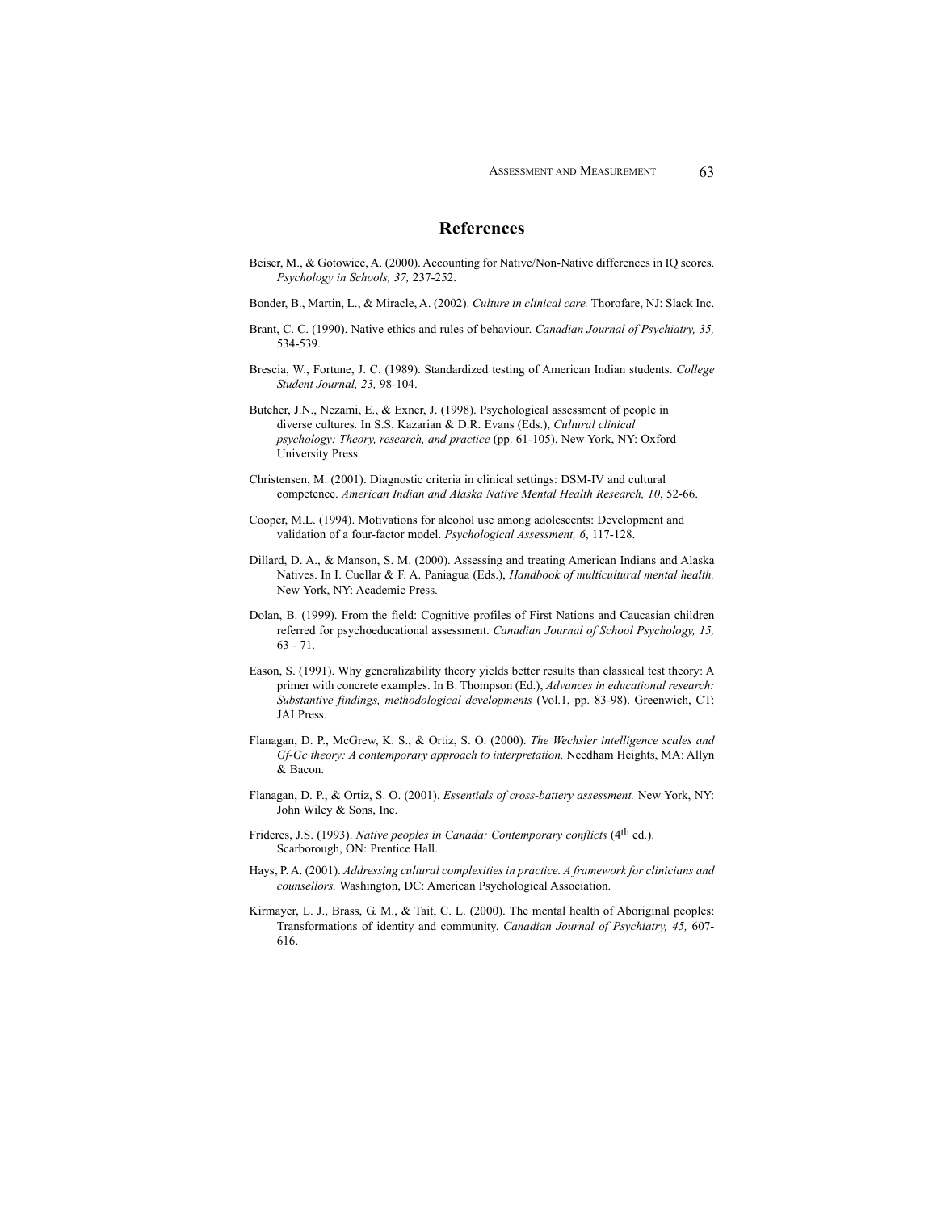## References

Beiser, M., & Gotowiec, A. (2000). Accounting for Native/Non-Native differences in IQ scores. *Psychology in Schools, 37,* 237-252.

Bonder, B., Martin, L., & Miracle, A. (2002). *Culture in clinical care.* Thorofare, NJ: Slack Inc.

Brant, C. C. (1990). Native ethics and rules of behaviour. *Canadian Journal of Psychiatry, 35,* 534-539.

Brescia, W., Fortune, J. C. (1989). Standardized testing of American Indian students. *College Student Journal, 23,* 98-104.

Butcher, J.N., Nezami, E., & Exner, J. (1998). Psychological assessment of people in diverse cultures. In S.S. Kazarian & D.R. Evans (Eds.), *Cultural clinical psychology: Theory, research, and practice* (pp. 61-105). New York, NY: Oxford University Press.

Christensen, M. (2001). Diagnostic criteria in clinical settings: DSM-IV and cultural competence. *American Indian and Alaska Native Mental Health Research, 10*, 52-66.

Cooper, M.L. (1994). Motivations for alcohol use among adolescents: Development and validation of a four-factor model. *Psychological Assessment, 6*, 117-128.

Dillard, D. A., & Manson, S. M. (2000). Assessing and treating American Indians and Alaska Natives. In I. Cuellar & F. A. Paniagua (Eds.), *Handbook of multicultural mental health.* New York, NY: Academic Press.

Dolan, B. (1999). From the field: Cognitive profiles of First Nations and Caucasian children referred for psychoeducational assessment. *Canadian Journal of School Psychology, 15,* 63 - 71.

Eason, S. (1991). Why generalizability theory yields better results than classical test theory: A primer with concrete examples. In B. Thompson (Ed.), *Advances in educational research: Substantive findings, methodological developments* (Vol.1, pp. 83-98). Greenwich, CT: JAI Press.

Flanagan, D. P., McGrew, K. S., & Ortiz, S. O. (2000). *The Wechsler intelligence scales and Gf-Gc theory: A contemporary approach to interpretation.* Needham Heights, MA: Allyn & Bacon.

Flanagan, D. P., & Ortiz, S. O. (2001). *Essentials of cross-battery assessment.* New York, NY: John Wiley & Sons, Inc.

Frideres, J.S. (1993). *Native peoples in Canada: Contemporary conflicts* (4th ed.). Scarborough, ON: Prentice Hall.

Hays, P. A. (2001). *Addressing cultural complexities in practice. A framework for clinicians and counsellors.* Washington, DC: American Psychological Association.

Kirmayer, L. J., Brass, G. M., & Tait, C. L. (2000). The mental health of Aboriginal peoples: Transformations of identity and community. *Canadian Journal of Psychiatry, 45,* 607-616.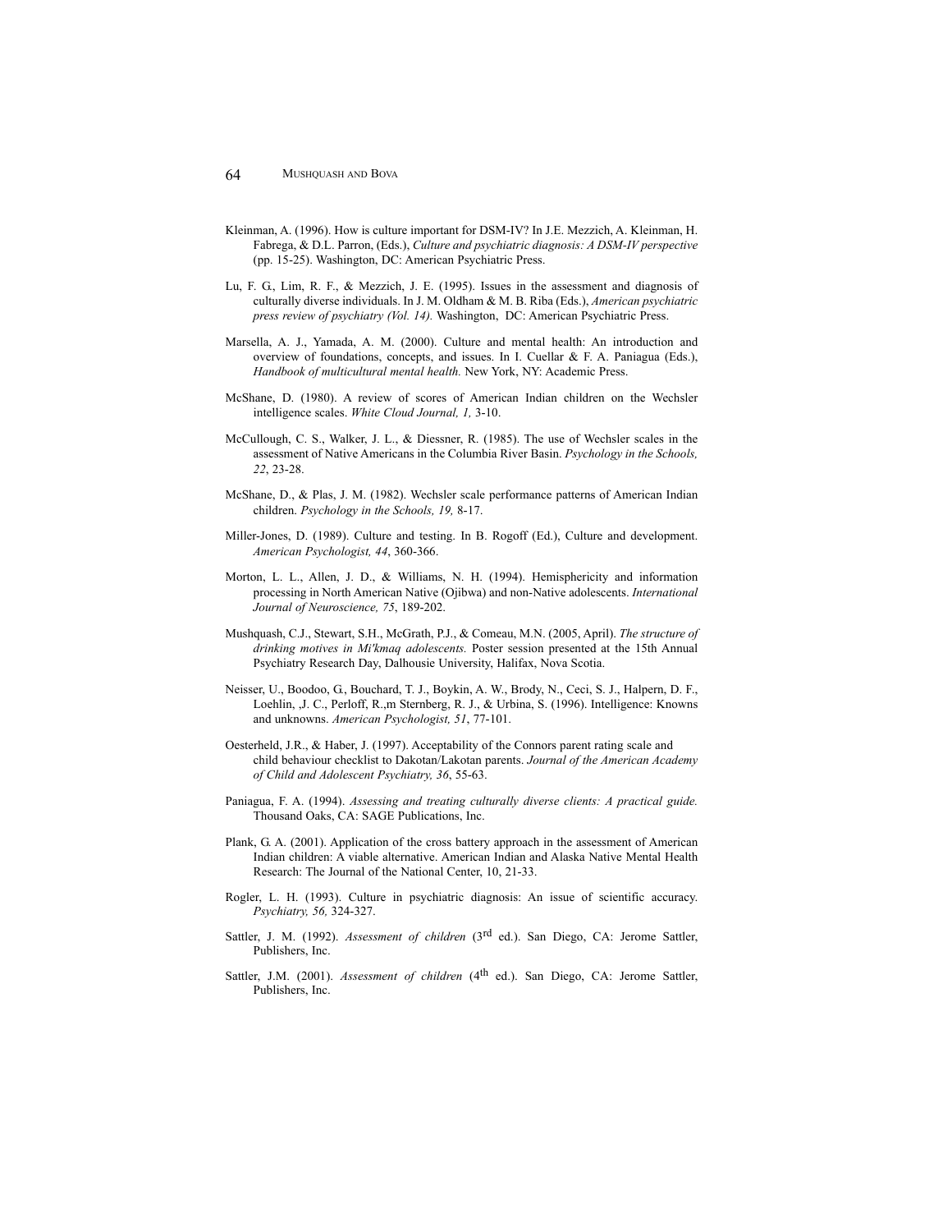Kleinman, A. (1996). How is culture important for DSM-IV? In J.E. Mezzich, A. Kleinman, H. Fabrega, & D.L. Parron, (Eds.), *Culture and psychiatric diagnosis: A DSM-IV perspective* (pp. 15-25). Washington, DC: American Psychiatric Press.

Lu, F. G., Lim, R. F., & Mezzich, J. E. (1995). Issues in the assessment and diagnosis of culturally diverse individuals. In J. M. Oldham & M. B. Riba (Eds.), *American psychiatric press review of psychiatry (Vol. 14).* Washington, DC: American Psychiatric Press.

Marsella, A. J., Yamada, A. M. (2000). Culture and mental health: An introduction and overview of foundations, concepts, and issues. In I. Cuellar & F. A. Paniagua (Eds.), *Handbook of multicultural mental health.* New York, NY: Academic Press.

McShane, D. (1980). A review of scores of American Indian children on the Wechsler intelligence scales. *White Cloud Journal, 1,* 3-10.

McCullough, C. S., Walker, J. L., & Diessner, R. (1985). The use of Wechsler scales in the assessment of Native Americans in the Columbia River Basin. *Psychology in the Schools, 22*, 23-28.

McShane, D., & Plas, J. M. (1982). Wechsler scale performance patterns of American Indian children. *Psychology in the Schools, 19,* 8-17.

Miller-Jones, D. (1989). Culture and testing. In B. Rogoff (Ed.), Culture and development. *American Psychologist, 44*, 360-366.

Morton, L. L., Allen, J. D., & Williams, N. H. (1994). Hemisphericity and information processing in North American Native (Ojibwa) and non-Native adolescents. *International Journal of Neuroscience, 75*, 189-202.

Mushquash, C.J., Stewart, S.H., McGrath, P.J., & Comeau, M.N. (2005, April). *The structure of drinking motives in Mi'kmaq adolescents.* Poster session presented at the 15th Annual Psychiatry Research Day, Dalhousie University, Halifax, Nova Scotia.

Neisser, U., Boodoo, G., Bouchard, T. J., Boykin, A. W., Brody, N., Ceci, S. J., Halpern, D. F., Loehlin, ,J. C., Perloff, R.,m Sternberg, R. J., & Urbina, S. (1996). Intelligence: Knowns and unknowns. *American Psychologist, 51*, 77-101.

Oesterheld, J.R., & Haber, J. (1997). Acceptability of the Connors parent rating scale and child behaviour checklist to Dakotan/Lakotan parents. *Journal of the American Academy of Child and Adolescent Psychiatry, 36*, 55-63.

Paniagua, F. A. (1994). *Assessing and treating culturally diverse clients: A practical guide.* Thousand Oaks, CA: SAGE Publications, Inc.

Plank, G. A. (2001). Application of the cross battery approach in the assessment of American Indian children: A viable alternative. American Indian and Alaska Native Mental Health Research: The Journal of the National Center, 10, 21-33.

Rogler, L. H. (1993). Culture in psychiatric diagnosis: An issue of scientific accuracy. *Psychiatry, 56,* 324-327.

Sattler, J. M. (1992). *Assessment of children* (3rd ed.). San Diego, CA: Jerome Sattler, Publishers, Inc.

Sattler, J.M. (2001). *Assessment of children* (4th ed.). San Diego, CA: Jerome Sattler, Publishers, Inc.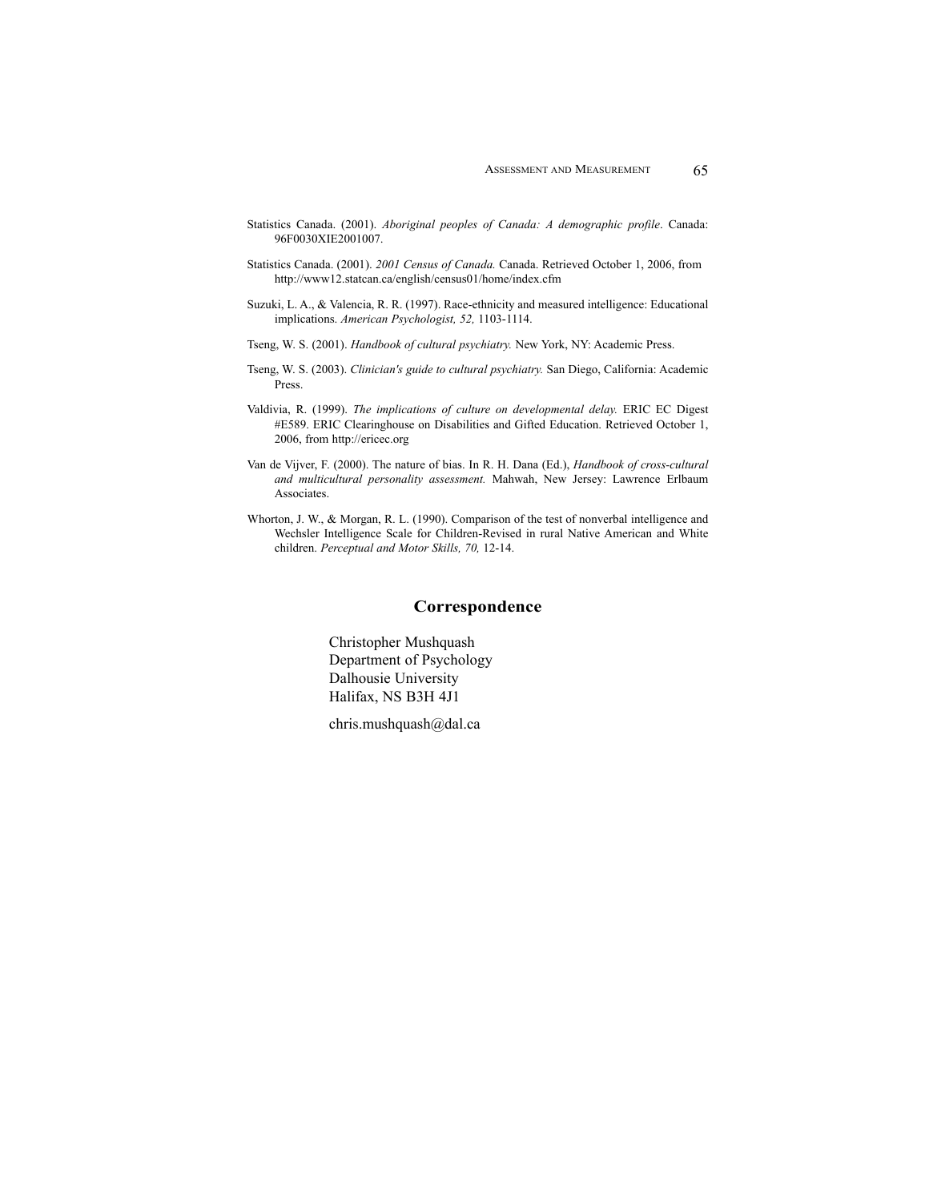Statistics Canada. (2001). *Aboriginal peoples of Canada: A demographic profile*. Canada: 96F0030XIE2001007.

Statistics Canada. (2001). *2001 Census of Canada.* Canada. Retrieved October 1, 2006, from http://www12.statcan.ca/english/census01/home/index.cfm

Suzuki, L. A., & Valencia, R. R. (1997). Race-ethnicity and measured intelligence: Educational implications. *American Psychologist, 52,* 1103-1114.

Tseng, W. S. (2001). *Handbook of cultural psychiatry.* New York, NY: Academic Press.

Tseng, W. S. (2003). *Clinician's guide to cultural psychiatry.* San Diego, California: Academic Press.

Valdivia, R. (1999). *The implications of culture on developmental delay.* ERIC EC Digest #E589. ERIC Clearinghouse on Disabilities and Gifted Education. Retrieved October 1, 2006, from http://ericec.org

Van de Vijver, F. (2000). The nature of bias. In R. H. Dana (Ed.), *Handbook of cross-cultural and multicultural personality assessment.* Mahwah, New Jersey: Lawrence Erlbaum Associates.

Whorton, J. W., & Morgan, R. L. (1990). Comparison of the test of nonverbal intelligence and Wechsler Intelligence Scale for Children-Revised in rural Native American and White children. *Perceptual and Motor Skills, 70,* 12-14.

## Correspondence

Christopher Mushquash
Department of Psychology
Dalhousie University
Halifax, NS B3H 4J1

chris.mushquash@dal.ca